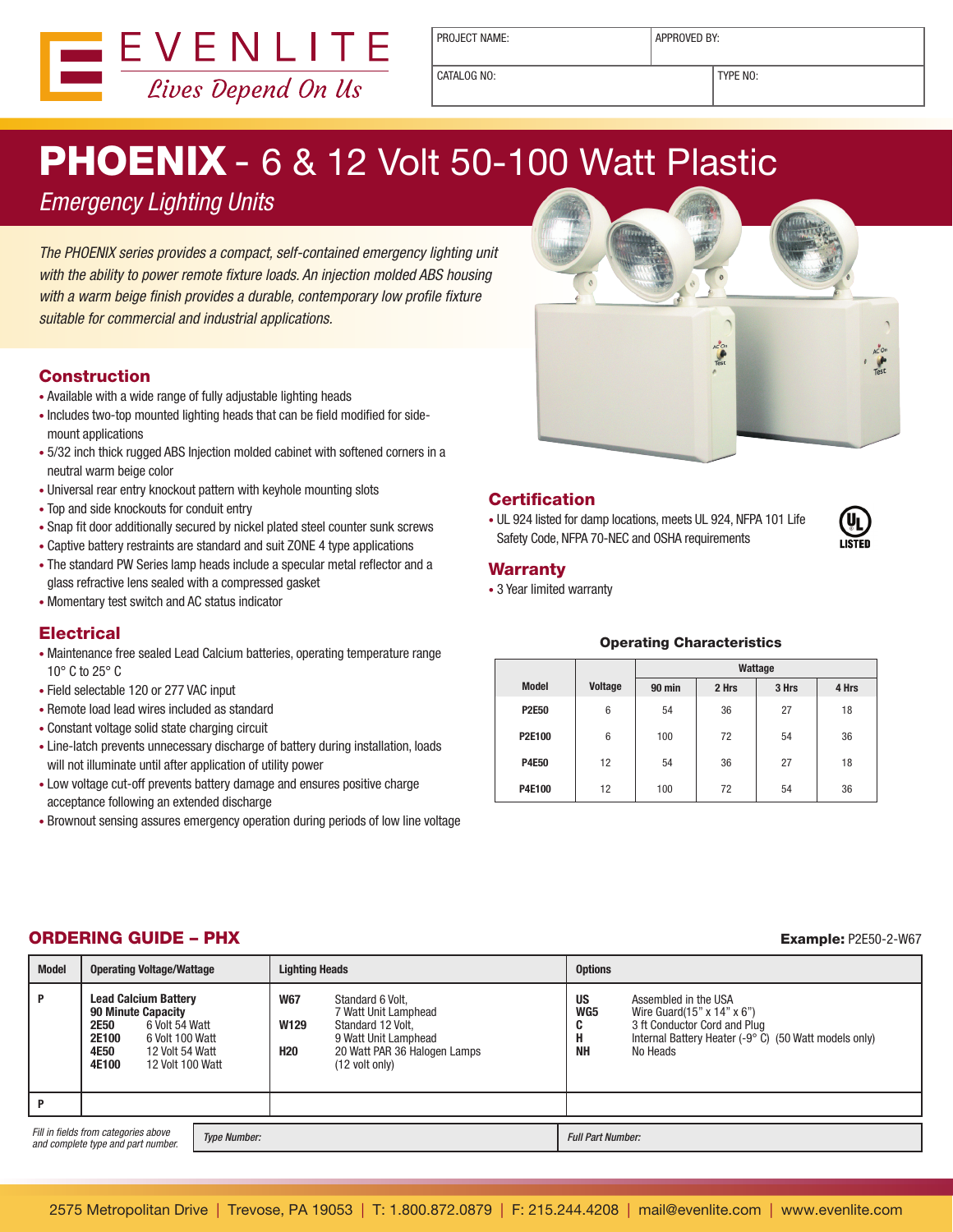EVENLITE
*Lives Depend On Us*

| PROJECT NAME: | APPROVED BY: |
|---|---|
| CATALOG NO: | TYPE NO: |

# PHOENIX - 6 & 12 Volt 50-100 Watt Plastic

*Emergency Lighting Units*

*The PHOENIX series provides a compact, self-contained emergency lighting unit with the ability to power remote fixture loads. An injection molded ABS housing with a warm beige finish provides a durable, contemporary low profile fixture suitable for commercial and industrial applications.*

## Construction

- Available with a wide range of fully adjustable lighting heads
- Includes two-top mounted lighting heads that can be field modified for side-mount applications
- 5/32 inch thick rugged ABS Injection molded cabinet with softened corners in a neutral warm beige color
- Universal rear entry knockout pattern with keyhole mounting slots
- Top and side knockouts for conduit entry
- Snap fit door additionally secured by nickel plated steel counter sunk screws
- Captive battery restraints are standard and suit ZONE 4 type applications
- The standard PW Series lamp heads include a specular metal reflector and a glass refractive lens sealed with a compressed gasket
- Momentary test switch and AC status indicator

## Electrical

- Maintenance free sealed Lead Calcium batteries, operating temperature range 10° C to 25° C
- Field selectable 120 or 277 VAC input
- Remote load lead wires included as standard
- Constant voltage solid state charging circuit
- Line-latch prevents unnecessary discharge of battery during installation, loads will not illuminate until after application of utility power
- Low voltage cut-off prevents battery damage and ensures positive charge acceptance following an extended discharge
- Brownout sensing assures emergency operation during periods of low line voltage

## Certification

- UL 924 listed for damp locations, meets UL 924, NFPA 101 Life Safety Code, NFPA 70-NEC and OSHA requirements

## Warranty

- 3 Year limited warranty

### Operating Characteristics

| Model | Voltage | Wattage | | | |
|---|---|---|---|---|---|
| | | 90 min | 2 Hrs | 3 Hrs | 4 Hrs |
| P2E50 | 6 | 54 | 36 | 27 | 18 |
| P2E100 | 6 | 100 | 72 | 54 | 36 |
| P4E50 | 12 | 54 | 36 | 27 | 18 |
| P4E100 | 12 | 100 | 72 | 54 | 36 |

## ORDERING GUIDE – PHX

**Example:** P2E50-2-W67

| Model | Operating Voltage/Wattage | Lighting Heads | Options |
|---|---|---|---|
| P | **Lead Calcium Battery**<br>**90 Minute Capacity**<br>**2E50** 6 Volt 54 Watt<br>**2E100** 6 Volt 100 Watt<br>**4E50** 12 Volt 54 Watt<br>**4E100** 12 Volt 100 Watt | **W67** Standard 6 Volt, 7 Watt Unit Lamphead<br>**W129** Standard 12 Volt, 9 Watt Unit Lamphead<br>**H20** 20 Watt PAR 36 Halogen Lamps (12 volt only) | **US** Assembled in the USA<br>**WG5** Wire Guard(15" x 14" x 6")<br>**C** 3 ft Conductor Cord and Plug<br>**H** Internal Battery Heater (-9° C) (50 Watt models only)<br>**NH** No Heads |
| P | | | |

*Fill in fields from categories above and complete type and part number.*

| *Type Number:* | *Full Part Number:* |
|---|---|

2575 Metropolitan Drive | Trevose, PA 19053 | T: 1.800.872.0879 | F: 215.244.4208 | mail@evenlite.com | www.evenlite.com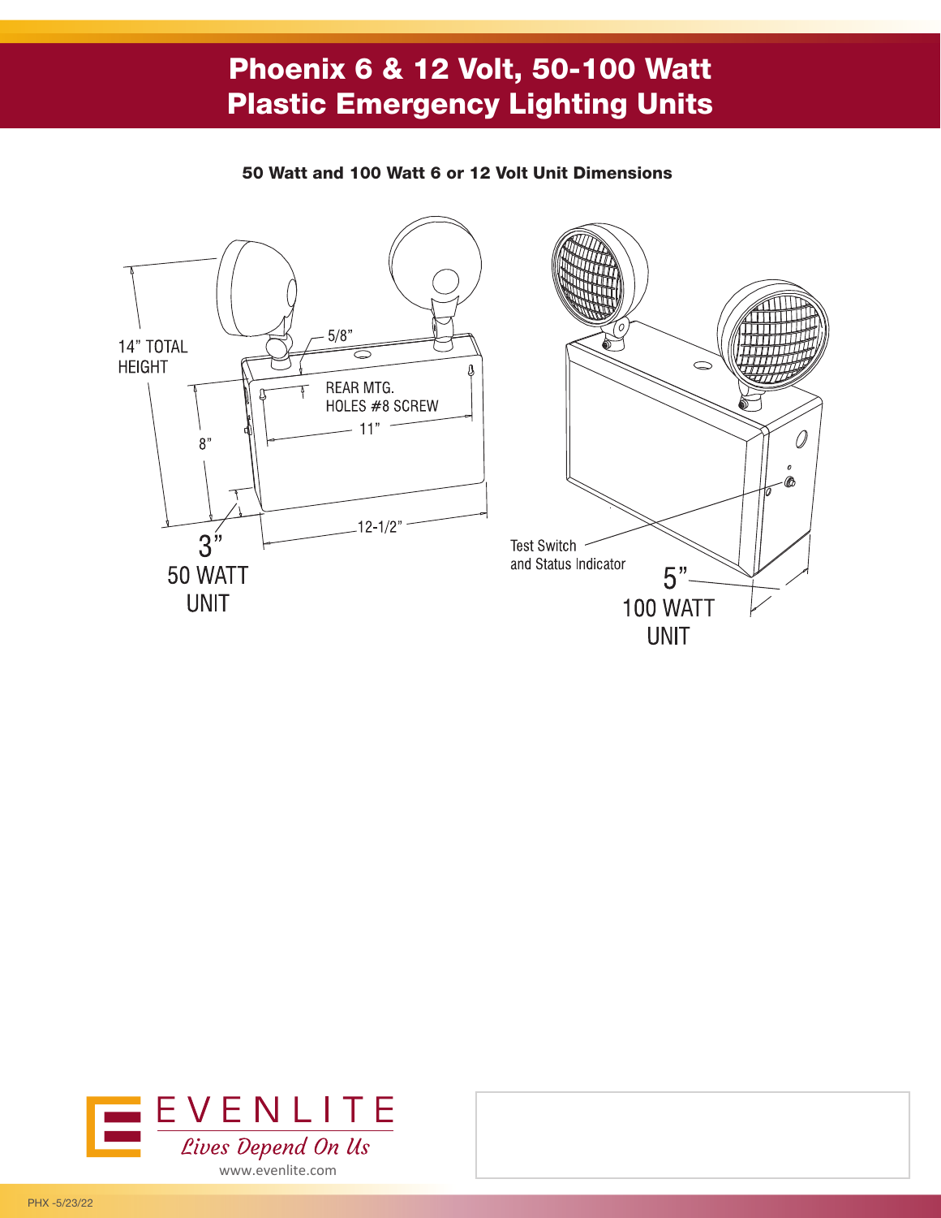# Phoenix 6 & 12 Volt, 50-100 Watt Plastic Emergency Lighting Units

**50 Watt and 100 Watt 6 or 12 Volt Unit Dimensions**

14" TOTAL HEIGHT

5/8"

REAR MTG. HOLES #8 SCREW

8"

11"

12-1/2"

3"

50 WATT UNIT

Test Switch and Status Indicator

5"

100 WATT UNIT

EVENLITE

*Lives Depend On Us*

www.evenlite.com

PHX -5/23/22